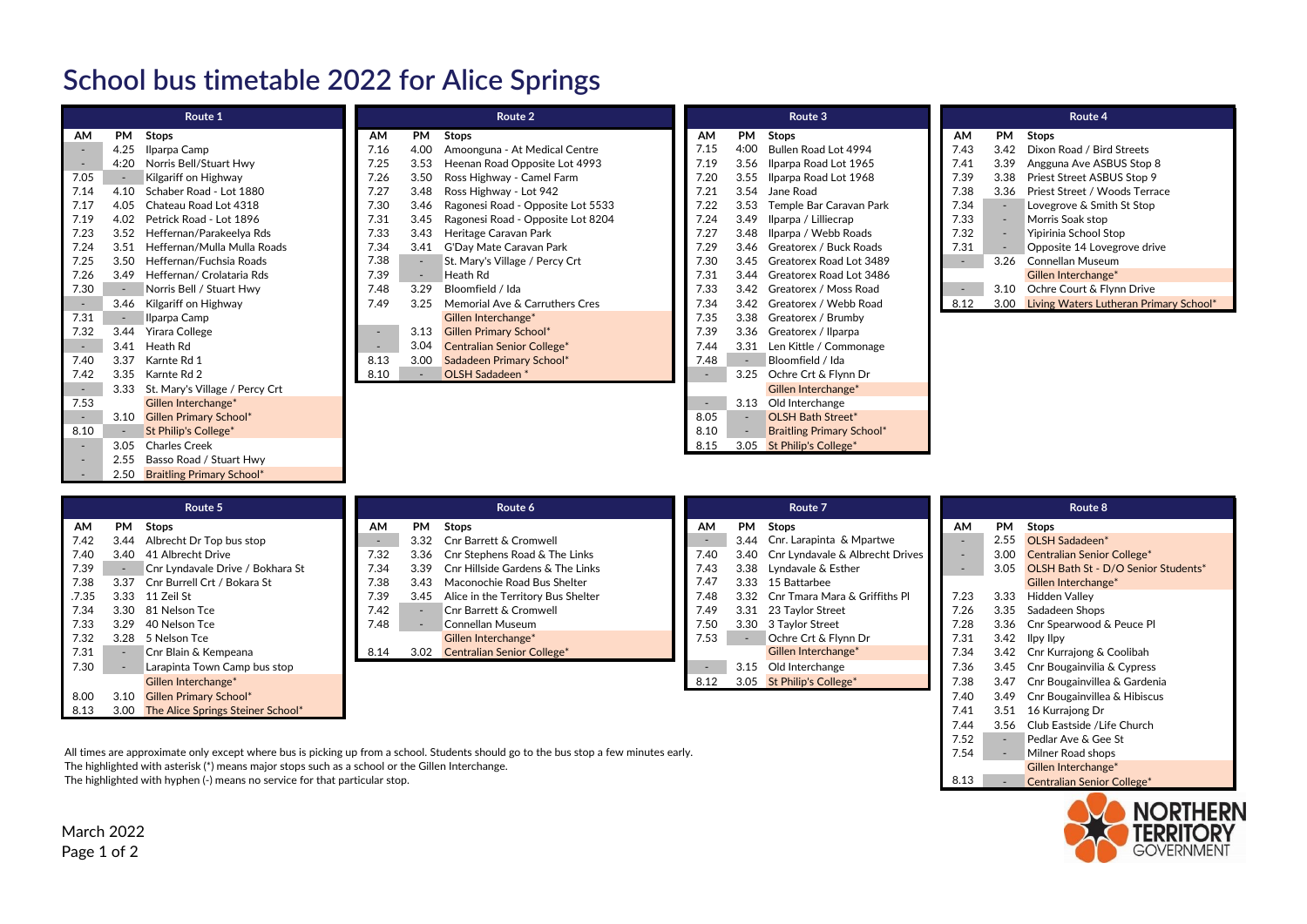# School bus timetable 2022 for Alice Springs

## Route 1

| AM | PM | Stops |
|---|---|---|
| - | 4.25 | Ilparpa Camp |
| - | 4:20 | Norris Bell/Stuart Hwy |
| 7.05 | - | Kilgariff on Highway |
| 7.14 | 4.10 | Schaber Road - Lot 1880 |
| 7.17 | 4.05 | Chateau Road Lot 4318 |
| 7.19 | 4.02 | Petrick Road - Lot 1896 |
| 7.23 | 3.52 | Heffernan/Parakeelya Rds |
| 7.24 | 3.51 | Heffernan/Mulla Mulla Roads |
| 7.25 | 3.50 | Heffernan/Fuchsia Roads |
| 7.26 | 3.49 | Heffernan/ Crolataria Rds |
| 7.30 | - | Norris Bell / Stuart Hwy |
| - | 3.46 | Kilgariff on Highway |
| 7.31 | - | Ilparpa Camp |
| 7.32 | 3.44 | Yirara College |
| - | 3.41 | Heath Rd |
| 7.40 | 3.37 | Karnte Rd 1 |
| 7.42 | 3.35 | Karnte Rd 2 |
| - | 3.33 | St. Mary's Village / Percy Crt |
| 7.53 | | Gillen Interchange* |
| - | 3.10 | Gillen Primary School* |
| 8.10 | - | St Philip's College* |
| - | 3.05 | Charles Creek |
| - | 2.55 | Basso Road / Stuart Hwy |
| - | 2.50 | Braitling Primary School* |

## Route 2

| AM | PM | Stops |
|---|---|---|
| 7.16 | 4.00 | Amoonguna - At Medical Centre |
| 7.25 | 3.53 | Heenan Road Opposite Lot 4993 |
| 7.26 | 3.50 | Ross Highway - Camel Farm |
| 7.27 | 3.48 | Ross Highway - Lot 942 |
| 7.30 | 3.46 | Ragonesi Road - Opposite Lot 5533 |
| 7.31 | 3.45 | Ragonesi Road - Opposite Lot 8204 |
| 7.33 | 3.43 | Heritage Caravan Park |
| 7.34 | 3.41 | G'Day Mate Caravan Park |
| 7.38 | - | St. Mary's Village / Percy Crt |
| 7.39 | - | Heath Rd |
| 7.48 | 3.29 | Bloomfield / Ida |
| 7.49 | 3.25 | Memorial Ave & Carruthers Cres |
| | | Gillen Interchange* |
| - | 3.13 | Gillen Primary School* |
| - | 3.04 | Centralian Senior College* |
| 8.13 | 3.00 | Sadadeen Primary School* |
| 8.10 | - | OLSH Sadadeen * |

## Route 3

| AM | PM | Stops |
|---|---|---|
| 7.15 | 4:00 | Bullen Road Lot 4994 |
| 7.19 | 3.56 | Ilparpa Road Lot 1965 |
| 7.20 | 3.55 | Ilparpa Road Lot 1968 |
| 7.21 | 3.54 | Jane Road |
| 7.22 | 3.53 | Temple Bar Caravan Park |
| 7.24 | 3.49 | Ilparpa / Lilliecrap |
| 7.27 | 3.48 | Ilparpa / Webb Roads |
| 7.29 | 3.46 | Greatorex / Buck Roads |
| 7.30 | 3.45 | Greatorex Road Lot 3489 |
| 7.31 | 3.44 | Greatorex Road Lot 3486 |
| 7.33 | 3.42 | Greatorex / Moss Road |
| 7.34 | 3.42 | Greatorex / Webb Road |
| 7.35 | 3.38 | Greatorex / Brumby |
| 7.39 | 3.36 | Greatorex / Ilparpa |
| 7.44 | 3.31 | Len Kittle / Commonage |
| 7.48 | - | Bloomfield / Ida |
| - | 3.25 | Ochre Crt & Flynn Dr |
| | | Gillen Interchange* |
| - | 3.13 | Old Interchange |
| 8.05 | - | OLSH Bath Street* |
| 8.10 | - | Braitling Primary School* |
| 8.15 | 3.05 | St Philip's College* |

## Route 4

| AM | PM | Stops |
|---|---|---|
| 7.43 | 3.42 | Dixon Road / Bird Streets |
| 7.41 | 3.39 | Angguna Ave ASBUS Stop 8 |
| 7.39 | 3.38 | Priest Street ASBUS Stop 9 |
| 7.38 | 3.36 | Priest Street / Woods Terrace |
| 7.34 | - | Lovegrove & Smith St Stop |
| 7.33 | - | Morris Soak stop |
| 7.32 | - | Yipirinia School Stop |
| 7.31 | - | Opposite 14 Lovegrove drive |
| - | 3.26 | Connellan Museum |
| | | Gillen Interchange* |
| - | 3.10 | Ochre Court & Flynn Drive |
| 8.12 | 3.00 | Living Waters Lutheran Primary School* |

## Route 5

| AM | PM | Stops |
|---|---|---|
| 7.42 | 3.44 | Albrecht Dr Top bus stop |
| 7.40 | 3.40 | 41 Albrecht Drive |
| 7.39 | - | Cnr Lyndavale Drive / Bokhara St |
| 7.38 | 3.37 | Cnr Burrell Crt / Bokara St |
| .7.35 | 3.33 | 11 Zeil St |
| 7.34 | 3.30 | 81 Nelson Tce |
| 7.33 | 3.29 | 40 Nelson Tce |
| 7.32 | 3.28 | 5 Nelson Tce |
| 7.31 | - | Cnr Blain & Kempeana |
| 7.30 | - | Larapinta Town Camp bus stop |
| | | Gillen Interchange* |
| 8.00 | 3.10 | Gillen Primary School* |
| 8.13 | 3.00 | The Alice Springs Steiner School* |

## Route 6

| AM | PM | Stops |
|---|---|---|
| - | 3.32 | Cnr Barrett & Cromwell |
| 7.32 | 3.36 | Cnr Stephens Road & The Links |
| 7.34 | 3.39 | Cnr Hillside Gardens & The Links |
| 7.38 | 3.43 | Maconochie Road Bus Shelter |
| 7.39 | 3.45 | Alice in the Territory Bus Shelter |
| 7.42 | - | Cnr Barrett & Cromwell |
| 7.48 | - | Connellan Museum |
| | | Gillen Interchange* |
| 8.14 | 3.02 | Centralian Senior College* |

## Route 7

| AM | PM | Stops |
|---|---|---|
| - | 3.44 | Cnr. Larapinta & Mpartwe |
| 7.40 | 3.40 | Cnr Lyndavale & Albrecht Drives |
| 7.43 | 3.38 | Lyndavale & Esther |
| 7.47 | 3.33 | 15 Battarbee |
| 7.48 | 3.32 | Cnr Tmara Mara & Griffiths Pl |
| 7.49 | 3.31 | 23 Taylor Street |
| 7.50 | 3.30 | 3 Taylor Street |
| 7.53 | - | Ochre Crt & Flynn Dr |
| | | Gillen Interchange* |
| - | 3.15 | Old Interchange |
| 8.12 | 3.05 | St Philip's College* |

## Route 8

| AM | PM | Stops |
|---|---|---|
| - | 2.55 | OLSH Sadadeen* |
| - | 3.00 | Centralian Senior College* |
| - | 3.05 | OLSH Bath St - D/O Senior Students* |
| | | Gillen Interchange* |
| 7.23 | 3.33 | Hidden Valley |
| 7.26 | 3.35 | Sadadeen Shops |
| 7.28 | 3.36 | Cnr Spearwood & Peuce Pl |
| 7.31 | 3.42 | Ilpy Ilpy |
| 7.34 | 3.42 | Cnr Kurrajong & Coolibah |
| 7.36 | 3.45 | Cnr Bougainvilia & Cypress |
| 7.38 | 3.47 | Cnr Bougainvillea & Gardenia |
| 7.40 | 3.49 | Cnr Bougainvillea & Hibiscus |
| 7.41 | 3.51 | 16 Kurrajong Dr |
| 7.44 | 3.56 | Club Eastside /Life Church |
| 7.52 | - | Pedlar Ave & Gee St |
| 7.54 | - | Milner Road shops |
| | | Gillen Interchange* |
| 8.13 | - | Centralian Senior College* |

All times are approximate only except where bus is picking up from a school. Students should go to the bus stop a few minutes early.
The highlighted with asterisk (*) means major stops such as a school or the Gillen Interchange.
The highlighted with hyphen (-) means no service for that particular stop.

March 2022

NORTHERN TERRITORY GOVERNMENT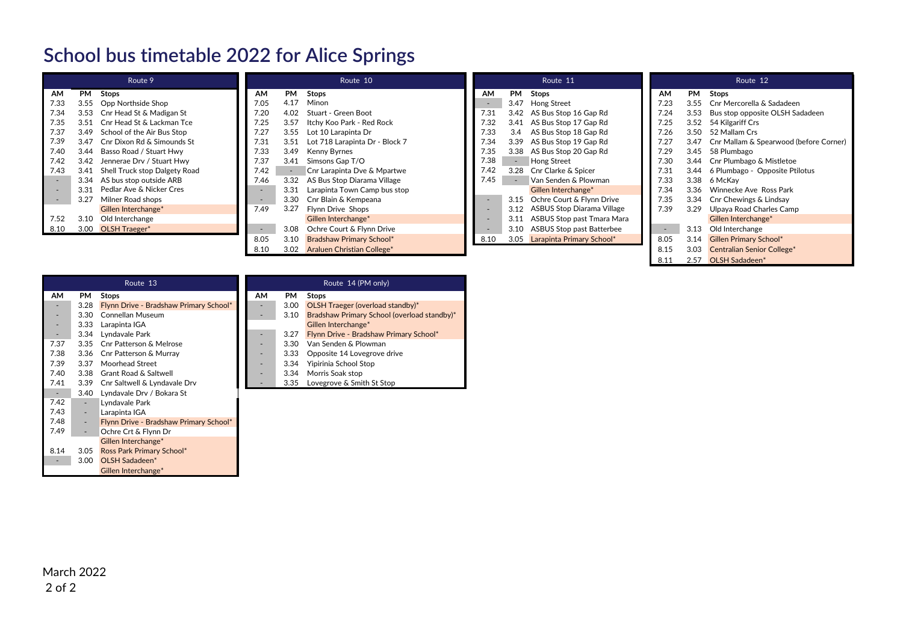# School bus timetable 2022 for Alice Springs

## Route 9

| AM | PM | Stops |
|---|---|---|
| 7.33 | 3.55 | Opp Northside Shop |
| 7.34 | 3.53 | Cnr Head St & Madigan St |
| 7.35 | 3.51 | Cnr Head St & Lackman Tce |
| 7.37 | 3.49 | School of the Air Bus Stop |
| 7.39 | 3.47 | Cnr Dixon Rd & Simounds St |
| 7.40 | 3.44 | Basso Road / Stuart Hwy |
| 7.42 | 3.42 | Jennerae Drv / Stuart Hwy |
| 7.43 | 3.41 | Shell Truck stop Dalgety Road |
| - | 3.34 | AS bus stop outside ARB |
| - | 3.31 | Pedlar Ave & Nicker Cres |
| - | 3.27 | Milner Road shops |
| | | Gillen Interchange* |
| 7.52 | 3.10 | Old Interchange |
| 8.10 | 3.00 | OLSH Traeger* |

## Route 10

| AM | PM | Stops |
|---|---|---|
| 7.05 | 4.17 | Minon |
| 7.20 | 4.02 | Stuart - Green Boot |
| 7.25 | 3.57 | Itchy Koo Park - Red Rock |
| 7.27 | 3.55 | Lot 10 Larapinta Dr |
| 7.31 | 3.51 | Lot 718 Larapinta Dr - Block 7 |
| 7.33 | 3.49 | Kenny Byrnes |
| 7.37 | 3.41 | Simsons Gap T/O |
| 7.42 | - | Cnr Larapinta Dve & Mpartwe |
| 7.46 | 3.32 | AS Bus Stop Diarama Village |
| - | 3.31 | Larapinta Town Camp bus stop |
| - | 3.30 | Cnr Blain & Kempeana |
| 7.49 | 3.27 | Flynn Drive Shops |
| | | Gillen Interchange* |
| - | 3.08 | Ochre Court & Flynn Drive |
| 8.05 | 3.10 | Bradshaw Primary School* |
| 8.10 | 3.02 | Araluen Christian College* |

## Route 11

| AM | PM | Stops |
|---|---|---|
| - | 3.47 | Hong Street |
| 7.31 | 3.42 | AS Bus Stop 16 Gap Rd |
| 7.32 | 3.41 | AS Bus Stop 17 Gap Rd |
| 7.33 | 3.4 | AS Bus Stop 18 Gap Rd |
| 7.34 | 3.39 | AS Bus Stop 19 Gap Rd |
| 7.35 | 3.38 | AS Bus Stop 20 Gap Rd |
| 7.38 | - | Hong Street |
| 7.42 | 3.28 | Cnr Clarke & Spicer |
| 7.45 | - | Van Senden & Plowman |
| | | Gillen Interchange* |
| - | 3.15 | Ochre Court & Flynn Drive |
| - | 3.12 | ASBUS Stop Diarama Village |
| - | 3.11 | ASBUS Stop past Tmara Mara |
| - | 3.10 | ASBUS Stop past Batterbee |
| 8.10 | 3.05 | Larapinta Primary School* |

## Route 12

| AM | PM | Stops |
|---|---|---|
| 7.23 | 3.55 | Cnr Mercorella & Sadadeen |
| 7.24 | 3.53 | Bus stop opposite OLSH Sadadeen |
| 7.25 | 3.52 | 54 Kilgariff Crs |
| 7.26 | 3.50 | 52 Mallam Crs |
| 7.27 | 3.47 | Cnr Mallam & Spearwood (before Corner) |
| 7.29 | 3.45 | 58 Plumbago |
| 7.30 | 3.44 | Cnr Plumbago & Mistletoe |
| 7.31 | 3.44 | 6 Plumbago - Opposite Ptilotus |
| 7.33 | 3.38 | 6 McKay |
| 7.34 | 3.36 | Winnecke Ave Ross Park |
| 7.35 | 3.34 | Cnr Chewings & Lindsay |
| 7.39 | 3.29 | Ulpaya Road Charles Camp |
| | | Gillen Interchange* |
| - | 3.13 | Old Interchange |
| 8.05 | 3.14 | Gillen Primary School* |
| 8.15 | 3.03 | Centralian Senior College* |
| 8.11 | 2.57 | OLSH Sadadeen* |

## Route 13

| AM | PM | Stops |
|---|---|---|
| - | 3.28 | Flynn Drive - Bradshaw Primary School* |
| - | 3.30 | Connellan Museum |
| - | 3.33 | Larapinta IGA |
| - | 3.34 | Lyndavale Park |
| 7.37 | 3.35 | Cnr Patterson & Melrose |
| 7.38 | 3.36 | Cnr Patterson & Murray |
| 7.39 | 3.37 | Moorhead Street |
| 7.40 | 3.38 | Grant Road & Saltwell |
| 7.41 | 3.39 | Cnr Saltwell & Lyndavale Drv |
| - | 3.40 | Lyndavale Drv / Bokara St |
| 7.42 | - | Lyndavale Park |
| 7.43 | - | Larapinta IGA |
| 7.48 | - | Flynn Drive - Bradshaw Primary School* |
| 7.49 | - | Ochre Crt & Flynn Dr |
| | | Gillen Interchange* |
| 8.14 | 3.05 | Ross Park Primary School* |
| - | 3.00 | OLSH Sadadeen* |
| | | Gillen Interchange* |

## Route 14 (PM only)

| AM | PM | Stops |
|---|---|---|
| - | 3.00 | OLSH Traeger (overload standby)* |
| - | 3.10 | Bradshaw Primary School (overload standby)* |
| | | Gillen Interchange* |
| - | 3.27 | Flynn Drive - Bradshaw Primary School* |
| - | 3.30 | Van Senden & Plowman |
| - | 3.33 | Opposite 14 Lovegrove drive |
| - | 3.34 | Yipirinia School Stop |
| - | 3.34 | Morris Soak stop |
| - | 3.35 | Lovegrove & Smith St Stop |

March 2022